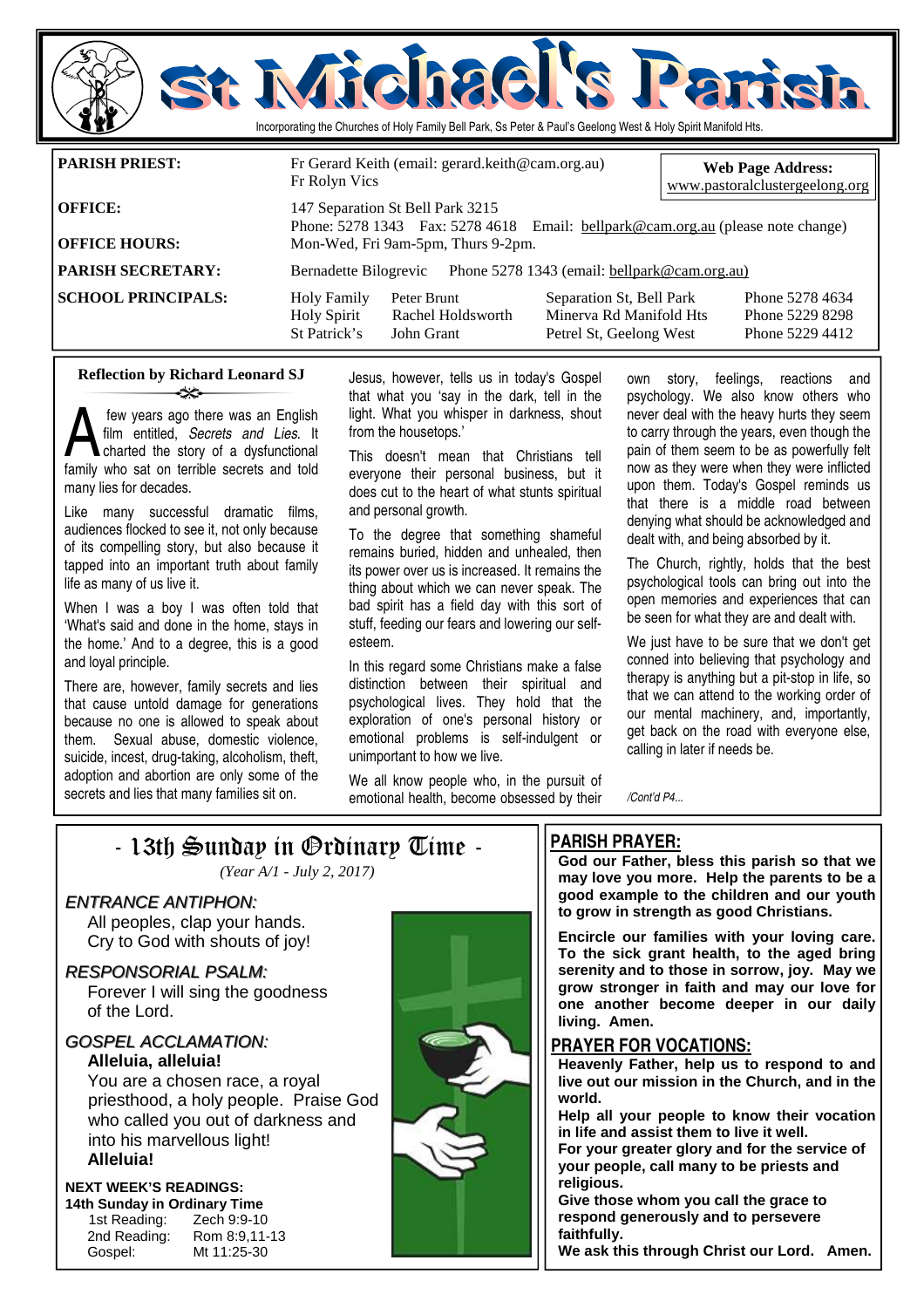# St Michael's Parish

Incorporating the Churches of Holy Family Bell Park, Ss Peter & Paul's Geelong West & Holy Spirit Manifold Hts.

**PARISH PRIEST:** Fr Gerard Keith (email: gerard.keith@cam.org.au)
Fr Rolyn Vics

**Web Page Address:** www.pastoralclustergeelong.org

**OFFICE:** 147 Separation St Bell Park 3215
Phone: 5278 1343 Fax: 5278 4618 Email: bellpark@cam.org.au (please note change)

**OFFICE HOURS:** Mon-Wed, Fri 9am-5pm, Thurs 9-2pm.

**PARISH SECRETARY:** Bernadette Bilogrevic Phone 5278 1343 (email: bellpark@cam.org.au)

**SCHOOL PRINCIPALS:**

| | | | |
|---|---|---|---|
| Holy Family | Peter Brunt | Separation St, Bell Park | Phone 5278 4634 |
| Holy Spirit | Rachel Holdsworth | Minerva Rd Manifold Hts | Phone 5229 8298 |
| St Patrick's | John Grant | Petrel St, Geelong West | Phone 5229 4412 |

## Reflection by Richard Leonard SJ

A few years ago there was an English film entitled, *Secrets and Lies*. It charted the story of a dysfunctional family who sat on terrible secrets and told many lies for decades.

Like many successful dramatic films, audiences flocked to see it, not only because of its compelling story, but also because it tapped into an important truth about family life as many of us live it.

When I was a boy I was often told that 'What's said and done in the home, stays in the home.' And to a degree, this is a good and loyal principle.

There are, however, family secrets and lies that cause untold damage for generations because no one is allowed to speak about them. Sexual abuse, domestic violence, suicide, incest, drug-taking, alcoholism, theft, adoption and abortion are only some of the secrets and lies that many families sit on.

Jesus, however, tells us in today's Gospel that what you 'say in the dark, tell in the light. What you whisper in darkness, shout from the housetops.'

This doesn't mean that Christians tell everyone their personal business, but it does cut to the heart of what stunts spiritual and personal growth.

To the degree that something shameful remains buried, hidden and unhealed, then its power over us is increased. It remains the thing about which we can never speak. The bad spirit has a field day with this sort of stuff, feeding our fears and lowering our self-esteem.

In this regard some Christians make a false distinction between their spiritual and psychological lives. They hold that the exploration of one's personal history or emotional problems is self-indulgent or unimportant to how we live.

We all know people who, in the pursuit of emotional health, become obsessed by their own story, feelings, reactions and psychology. We also know others who never deal with the heavy hurts they seem to carry through the years, even though the pain of them seem to be as powerfully felt now as they were when they were inflicted upon them. Today's Gospel reminds us that there is a middle road between denying what should be acknowledged and dealt with, and being absorbed by it.

The Church, rightly, holds that the best psychological tools can bring out into the open memories and experiences that can be seen for what they are and dealt with.

We just have to be sure that we don't get conned into believing that psychology and therapy is anything but a pit-stop in life, so that we can attend to the working order of our mental machinery, and, importantly, get back on the road with everyone else, calling in later if needs be.

*/Cont'd P4...*

## - 13th Sunday in Ordinary Time -

*(Year A/1 - July 2, 2017)*

*ENTRANCE ANTIPHON:*
All peoples, clap your hands.
Cry to God with shouts of joy!

*RESPONSORIAL PSALM:*
Forever I will sing the goodness of the Lord.

*GOSPEL ACCLAMATION:*
**Alleluia, alleluia!**
You are a chosen race, a royal priesthood, a holy people. Praise God who called you out of darkness and into his marvellous light!
**Alleluia!**

**NEXT WEEK'S READINGS:**
**14th Sunday in Ordinary Time**

| | |
|---|---|
| 1st Reading: | Zech 9:9-10 |
| 2nd Reading: | Rom 8:9,11-13 |
| Gospel: | Mt 11:25-30 |

## PARISH PRAYER:

**God our Father, bless this parish so that we may love you more. Help the parents to be a good example to the children and our youth to grow in strength as good Christians.**

**Encircle our families with your loving care. To the sick grant health, to the aged bring serenity and to those in sorrow, joy. May we grow stronger in faith and may our love for one another become deeper in our daily living. Amen.**

## PRAYER FOR VOCATIONS:

**Heavenly Father, help us to respond to and live out our mission in the Church, and in the world.**
**Help all your people to know their vocation in life and assist them to live it well.**
**For your greater glory and for the service of your people, call many to be priests and religious.**
**Give those whom you call the grace to respond generously and to persevere faithfully.**
**We ask this through Christ our Lord. Amen.**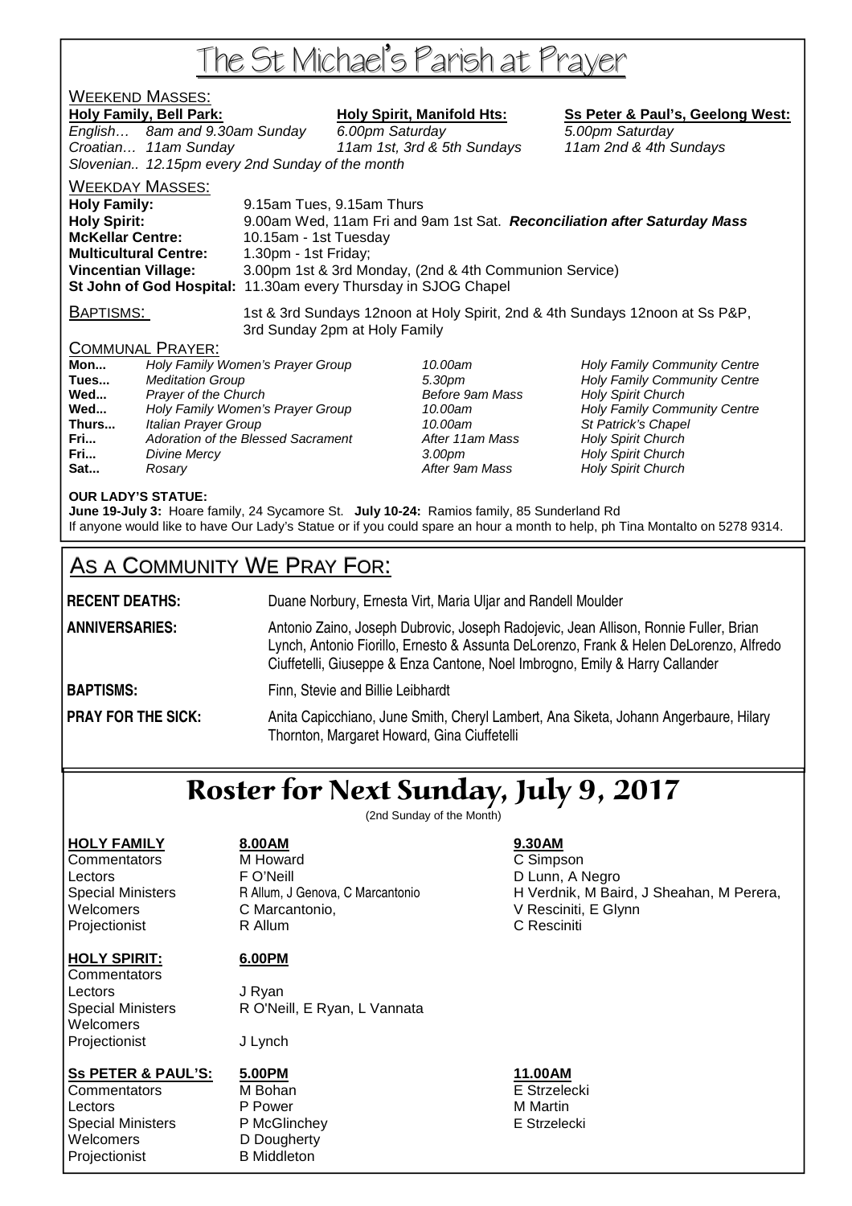# The St Michael's Parish at Prayer

## Weekend Masses:

| Holy Family, Bell Park: | | Holy Spirit, Manifold Hts: | Ss Peter & Paul's, Geelong West: |
|---|---|---|---|
| *English…* | *8am and 9.30am Sunday* | *6.00pm Saturday* | *5.00pm Saturday* |
| *Croatian…* | *11am Sunday* | *11am 1st, 3rd & 5th Sundays* | *11am 2nd & 4th Sundays* |
| *Slovenian..* | *12.15pm every 2nd Sunday of the month* | | |

## Weekday Masses:

| | |
|---|---|
| **Holy Family:** | 9.15am Tues, 9.15am Thurs |
| **Holy Spirit:** | 9.00am Wed, 11am Fri and 9am 1st Sat. ***Reconciliation after Saturday Mass*** |
| **McKellar Centre:** | 10.15am - 1st Tuesday |
| **Multicultural Centre:** | 1.30pm - 1st Friday; |
| **Vincentian Village:** | 3.00pm 1st & 3rd Monday, (2nd & 4th Communion Service) |
| **St John of God Hospital:** | 11.30am every Thursday in SJOG Chapel |

**Baptisms:** 1st & 3rd Sundays 12noon at Holy Spirit, 2nd & 4th Sundays 12noon at Ss P&P, 3rd Sunday 2pm at Holy Family

## Communal Prayer:

| | | | |
|---|---|---|---|
| **Mon...** | *Holy Family Women's Prayer Group* | *10.00am* | *Holy Family Community Centre* |
| **Tues...** | *Meditation Group* | *5.30pm* | *Holy Family Community Centre* |
| **Wed...** | *Prayer of the Church* | *Before 9am Mass* | *Holy Spirit Church* |
| **Wed...** | *Holy Family Women's Prayer Group* | *10.00am* | *Holy Family Community Centre* |
| **Thurs...** | *Italian Prayer Group* | *10.00am* | *St Patrick's Chapel* |
| **Fri...** | *Adoration of the Blessed Sacrament* | *After 11am Mass* | *Holy Spirit Church* |
| **Fri...** | *Divine Mercy* | *3.00pm* | *Holy Spirit Church* |
| **Sat...** | *Rosary* | *After 9am Mass* | *Holy Spirit Church* |

**OUR LADY'S STATUE:**
**June 19-July 3:** Hoare family, 24 Sycamore St. **July 10-24:** Ramios family, 85 Sunderland Rd
If anyone would like to have Our Lady's Statue or if you could spare an hour a month to help, ph Tina Montalto on 5278 9314.

## As a Community We Pray For:

**RECENT DEATHS:** Duane Norbury, Ernesta Virt, Maria Uljar and Randell Moulder

**ANNIVERSARIES:** Antonio Zaino, Joseph Dubrovic, Joseph Radojevic, Jean Allison, Ronnie Fuller, Brian Lynch, Antonio Fiorillo, Ernesto & Assunta DeLorenzo, Frank & Helen DeLorenzo, Alfredo Ciuffetelli, Giuseppe & Enza Cantone, Noel Imbrogno, Emily & Harry Callander

**BAPTISMS:** Finn, Stevie and Billie Leibhardt

**PRAY FOR THE SICK:** Anita Capicchiano, June Smith, Cheryl Lambert, Ana Siketa, Johann Angerbaure, Hilary Thornton, Margaret Howard, Gina Ciuffetelli

# Roster for Next Sunday, July 9, 2017

(2nd Sunday of the Month)

| **HOLY FAMILY** | **8.00AM** | **9.30AM** |
|---|---|---|
| Commentators | M Howard | C Simpson |
| Lectors | F O'Neill | D Lunn, A Negro |
| Special Ministers | R Allum, J Genova, C Marcantonio | H Verdnik, M Baird, J Sheahan, M Perera, |
| Welcomers | C Marcantonio, | V Resciniti, E Glynn |
| Projectionist | R Allum | C Resciniti |

| **HOLY SPIRIT:** | **6.00PM** |
|---|---|
| Commentators | |
| Lectors | J Ryan |
| Special Ministers | R O'Neill, E Ryan, L Vannata |
| Welcomers | |
| Projectionist | J Lynch |

| **Ss PETER & PAUL'S:** | **5.00PM** | **11.00AM** |
|---|---|---|
| Commentators | M Bohan | E Strzelecki |
| Lectors | P Power | M Martin |
| Special Ministers | P McGlinchey | E Strzelecki |
| Welcomers | D Dougherty | |
| Projectionist | B Middleton | |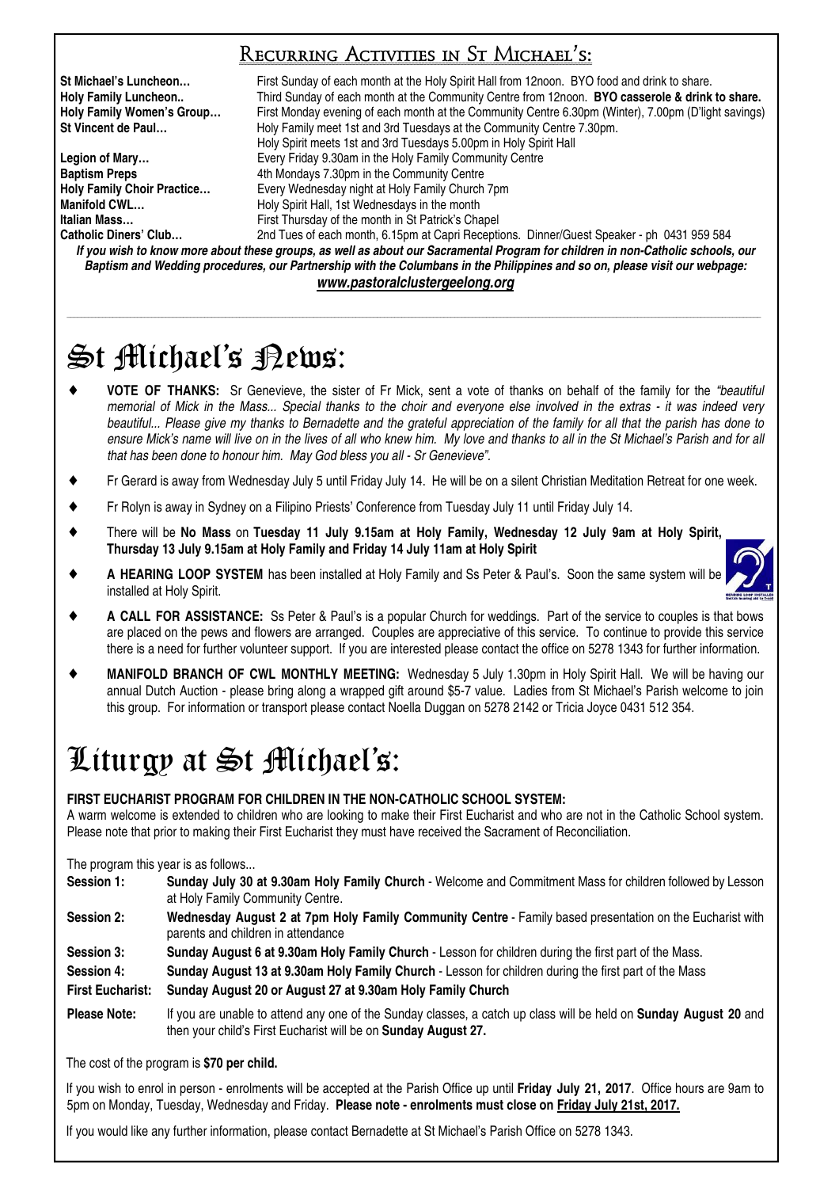## Recurring Activities in St Michael's:

**St Michael's Luncheon…** First Sunday of each month at the Holy Spirit Hall from 12noon. BYO food and drink to share.
**Holy Family Luncheon..** Third Sunday of each month at the Community Centre from 12noon. **BYO casserole & drink to share.**
**Holy Family Women's Group…** First Monday evening of each month at the Community Centre 6.30pm (Winter), 7.00pm (D'light savings)
**St Vincent de Paul…** Holy Family meet 1st and 3rd Tuesdays at the Community Centre 7.30pm.
Holy Spirit meets 1st and 3rd Tuesdays 5.00pm in Holy Spirit Hall
**Legion of Mary…** Every Friday 9.30am in the Holy Family Community Centre
**Baptism Preps** 4th Mondays 7.30pm in the Community Centre
**Holy Family Choir Practice…** Every Wednesday night at Holy Family Church 7pm
**Manifold CWL…** Holy Spirit Hall, 1st Wednesdays in the month
**Italian Mass…** First Thursday of the month in St Patrick's Chapel
**Catholic Diners' Club…** 2nd Tues of each month, 6.15pm at Capri Receptions. Dinner/Guest Speaker - ph 0431 959 584

***If you wish to know more about these groups, as well as about our Sacramental Program for children in non-Catholic schools, our Baptism and Wedding procedures, our Partnership with the Columbans in the Philippines and so on, please visit our webpage:***
***www.pastoralclustergeelong.org***

# St Michael's News:

- **VOTE OF THANKS:** Sr Genevieve, the sister of Fr Mick, sent a vote of thanks on behalf of the family for the *"beautiful memorial of Mick in the Mass... Special thanks to the choir and everyone else involved in the extras - it was indeed very beautiful... Please give my thanks to Bernadette and the grateful appreciation of the family for all that the parish has done to ensure Mick's name will live on in the lives of all who knew him. My love and thanks to all in the St Michael's Parish and for all that has been done to honour him. May God bless you all - Sr Genevieve"*.
- Fr Gerard is away from Wednesday July 5 until Friday July 14. He will be on a silent Christian Meditation Retreat for one week.
- Fr Rolyn is away in Sydney on a Filipino Priests' Conference from Tuesday July 11 until Friday July 14.
- There will be **No Mass** on **Tuesday 11 July 9.15am at Holy Family, Wednesday 12 July 9am at Holy Spirit, Thursday 13 July 9.15am at Holy Family and Friday 14 July 11am at Holy Spirit**
- **A HEARING LOOP SYSTEM** has been installed at Holy Family and Ss Peter & Paul's. Soon the same system will be installed at Holy Spirit.
- **A CALL FOR ASSISTANCE:** Ss Peter & Paul's is a popular Church for weddings. Part of the service to couples is that bows are placed on the pews and flowers are arranged. Couples are appreciative of this service. To continue to provide this service there is a need for further volunteer support. If you are interested please contact the office on 5278 1343 for further information.
- **MANIFOLD BRANCH OF CWL MONTHLY MEETING:** Wednesday 5 July 1.30pm in Holy Spirit Hall. We will be having our annual Dutch Auction - please bring along a wrapped gift around $5-7 value. Ladies from St Michael's Parish welcome to join this group. For information or transport please contact Noella Duggan on 5278 2142 or Tricia Joyce 0431 512 354.

# Liturgy at St Michael's:

**FIRST EUCHARIST PROGRAM FOR CHILDREN IN THE NON-CATHOLIC SCHOOL SYSTEM:**
A warm welcome is extended to children who are looking to make their First Eucharist and who are not in the Catholic School system. Please note that prior to making their First Eucharist they must have received the Sacrament of Reconciliation.

The program this year is as follows...

**Session 1:** **Sunday July 30 at 9.30am Holy Family Church** - Welcome and Commitment Mass for children followed by Lesson at Holy Family Community Centre.
**Session 2:** **Wednesday August 2 at 7pm Holy Family Community Centre** - Family based presentation on the Eucharist with parents and children in attendance
**Session 3:** **Sunday August 6 at 9.30am Holy Family Church** - Lesson for children during the first part of the Mass.
**Session 4:** **Sunday August 13 at 9.30am Holy Family Church** - Lesson for children during the first part of the Mass
**First Eucharist:** **Sunday August 20 or August 27 at 9.30am Holy Family Church**
**Please Note:** If you are unable to attend any one of the Sunday classes, a catch up class will be held on **Sunday August 20** and then your child's First Eucharist will be on **Sunday August 27.**

The cost of the program is **$70 per child.**

If you wish to enrol in person - enrolments will be accepted at the Parish Office up until **Friday July 21, 2017**. Office hours are 9am to 5pm on Monday, Tuesday, Wednesday and Friday. **Please note - enrolments must close on Friday July 21st, 2017.**

If you would like any further information, please contact Bernadette at St Michael's Parish Office on 5278 1343.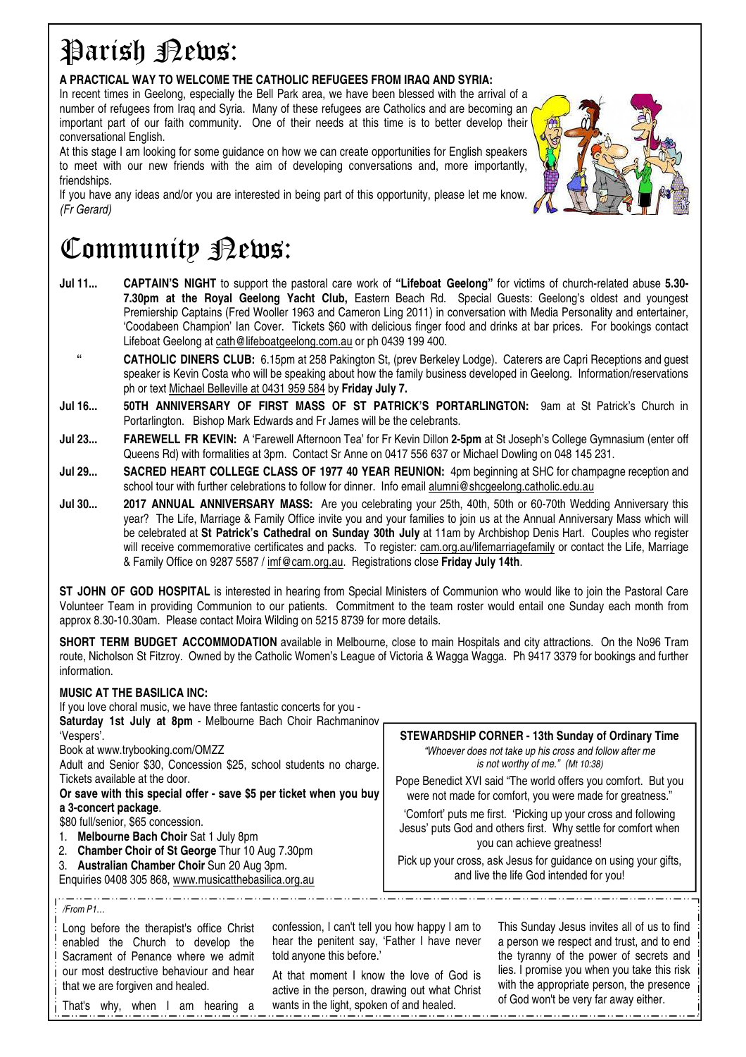# Parish News:

**A PRACTICAL WAY TO WELCOME THE CATHOLIC REFUGEES FROM IRAQ AND SYRIA:**

In recent times in Geelong, especially the Bell Park area, we have been blessed with the arrival of a number of refugees from Iraq and Syria. Many of these refugees are Catholics and are becoming an important part of our faith community. One of their needs at this time is to better develop their conversational English.

At this stage I am looking for some guidance on how we can create opportunities for English speakers to meet with our new friends with the aim of developing conversations and, more importantly, friendships.

If you have any ideas and/or you are interested in being part of this opportunity, please let me know. *(Fr Gerard)*

# Community News:

**Jul 11...** **CAPTAIN'S NIGHT** to support the pastoral care work of **"Lifeboat Geelong"** for victims of church-related abuse **5.30-7.30pm at the Royal Geelong Yacht Club,** Eastern Beach Rd. Special Guests: Geelong's oldest and youngest Premiership Captains (Fred Wooller 1963 and Cameron Ling 2011) in conversation with Media Personality and entertainer, 'Coodabeen Champion' Ian Cover. Tickets $60 with delicious finger food and drinks at bar prices. For bookings contact Lifeboat Geelong at cath@lifeboatgeelong.com.au or ph 0439 199 400.

**"** **CATHOLIC DINERS CLUB:** 6.15pm at 258 Pakington St, (prev Berkeley Lodge). Caterers are Capri Receptions and guest speaker is Kevin Costa who will be speaking about how the family business developed in Geelong. Information/reservations ph or text Michael Belleville at 0431 959 584 by **Friday July 7.**

**Jul 16...** **50TH ANNIVERSARY OF FIRST MASS OF ST PATRICK'S PORTARLINGTON:** 9am at St Patrick's Church in Portarlington. Bishop Mark Edwards and Fr James will be the celebrants.

**Jul 23...** **FAREWELL FR KEVIN:** A 'Farewell Afternoon Tea' for Fr Kevin Dillon **2-5pm** at St Joseph's College Gymnasium (enter off Queens Rd) with formalities at 3pm. Contact Sr Anne on 0417 556 637 or Michael Dowling on 048 145 231.

**Jul 29...** **SACRED HEART COLLEGE CLASS OF 1977 40 YEAR REUNION:** 4pm beginning at SHC for champagne reception and school tour with further celebrations to follow for dinner. Info email alumni@shcgeelong.catholic.edu.au

**Jul 30...** **2017 ANNUAL ANNIVERSARY MASS:** Are you celebrating your 25th, 40th, 50th or 60-70th Wedding Anniversary this year? The Life, Marriage & Family Office invite you and your families to join us at the Annual Anniversary Mass which will be celebrated at **St Patrick's Cathedral on Sunday 30th July** at 11am by Archbishop Denis Hart. Couples who register will receive commemorative certificates and packs. To register: cam.org.au/lifemarriagefamily or contact the Life, Marriage & Family Office on 9287 5587 / imf@cam.org.au. Registrations close **Friday July 14th**.

**ST JOHN OF GOD HOSPITAL** is interested in hearing from Special Ministers of Communion who would like to join the Pastoral Care Volunteer Team in providing Communion to our patients. Commitment to the team roster would entail one Sunday each month from approx 8.30-10.30am. Please contact Moira Wilding on 5215 8739 for more details.

**SHORT TERM BUDGET ACCOMMODATION** available in Melbourne, close to main Hospitals and city attractions. On the No96 Tram route, Nicholson St Fitzroy. Owned by the Catholic Women's League of Victoria & Wagga Wagga. Ph 9417 3379 for bookings and further information.

**MUSIC AT THE BASILICA INC:**

If you love choral music, we have three fantastic concerts for you -

**Saturday 1st July at 8pm** - Melbourne Bach Choir Rachmaninov 'Vespers'.

Book at www.trybooking.com/OMZZ

Adult and Senior $30, Concession $25, school students no charge. Tickets available at the door.

**Or save with this special offer - save $5 per ticket when you buy a 3-concert package**.

$80 full/senior, $65 concession.

1. **Melbourne Bach Choir** Sat 1 July 8pm
2. **Chamber Choir of St George** Thur 10 Aug 7.30pm
3. **Australian Chamber Choir** Sun 20 Aug 3pm.

Enquiries 0408 305 868, www.musicatthebasilica.org.au

**STEWARDSHIP CORNER - 13th Sunday of Ordinary Time**

*"Whoever does not take up his cross and follow after me is not worthy of me." (Mt 10:38)*

Pope Benedict XVI said "The world offers you comfort. But you were not made for comfort, you were made for greatness."

'Comfort' puts me first. 'Picking up your cross and following Jesus' puts God and others first. Why settle for comfort when you can achieve greatness!

Pick up your cross, ask Jesus for guidance on using your gifts, and live the life God intended for you!

*/From P1...*

Long before the therapist's office Christ enabled the Church to develop the Sacrament of Penance where we admit our most destructive behaviour and hear that we are forgiven and healed.

That's why, when I am hearing a confession, I can't tell you how happy I am to hear the penitent say, 'Father I have never told anyone this before.'

At that moment I know the love of God is active in the person, drawing out what Christ wants in the light, spoken of and healed.

This Sunday Jesus invites all of us to find a person we respect and trust, and to end the tyranny of the power of secrets and lies. I promise you when you take this risk with the appropriate person, the presence of God won't be very far away either.